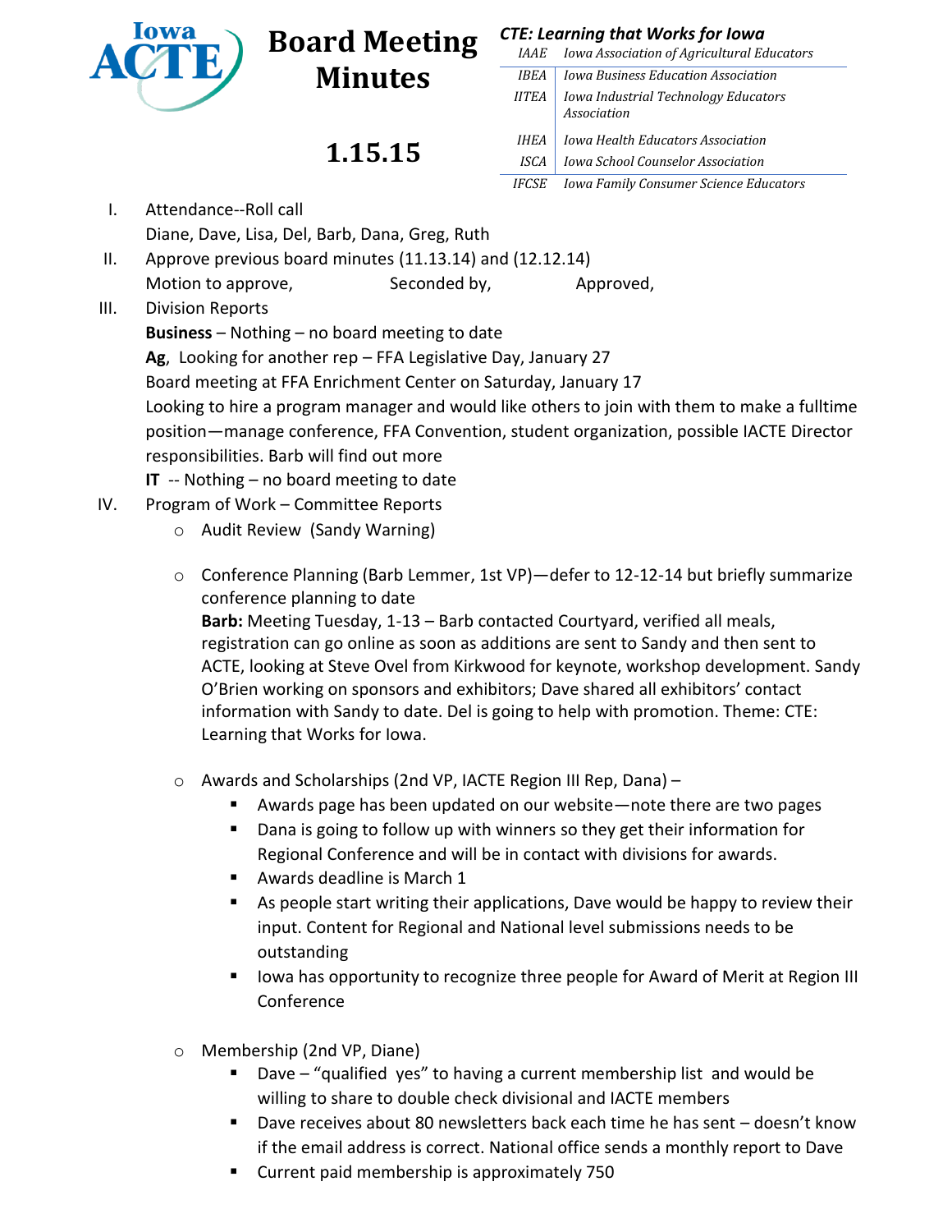# Board Meeting Minutes

# 1.15.15

***CTE: Learning that Works for Iowa***

| | |
|---|---|
| *IAAE* | *Iowa Association of Agricultural Educators* |
| *IBEA* | *Iowa Business Education Association* |
| *IITEA* | *Iowa Industrial Technology Educators Association* |
| *IHEA* | *Iowa Health Educators Association* |
| *ISCA* | *Iowa School Counselor Association* |
| *IFCSE* | *Iowa Family Consumer Science Educators* |

I. Attendance--Roll call
   Diane, Dave, Lisa, Del, Barb, Dana, Greg, Ruth

II. Approve previous board minutes (11.13.14) and (12.12.14)
   Motion to approve, Seconded by, Approved,

III. Division Reports
   **Business** – Nothing – no board meeting to date
   **Ag**, Looking for another rep – FFA Legislative Day, January 27
   Board meeting at FFA Enrichment Center on Saturday, January 17
   Looking to hire a program manager and would like others to join with them to make a fulltime position—manage conference, FFA Convention, student organization, possible IACTE Director responsibilities. Barb will find out more
   **IT** -- Nothing – no board meeting to date

IV. Program of Work – Committee Reports
   - Audit Review (Sandy Warning)
   - Conference Planning (Barb Lemmer, 1st VP)—defer to 12-12-14 but briefly summarize conference planning to date
     **Barb:** Meeting Tuesday, 1-13 – Barb contacted Courtyard, verified all meals, registration can go online as soon as additions are sent to Sandy and then sent to ACTE, looking at Steve Ovel from Kirkwood for keynote, workshop development. Sandy O'Brien working on sponsors and exhibitors; Dave shared all exhibitors' contact information with Sandy to date. Del is going to help with promotion. Theme: CTE: Learning that Works for Iowa.
   - Awards and Scholarships (2nd VP, IACTE Region III Rep, Dana) –
     - Awards page has been updated on our website—note there are two pages
     - Dana is going to follow up with winners so they get their information for Regional Conference and will be in contact with divisions for awards.
     - Awards deadline is March 1
     - As people start writing their applications, Dave would be happy to review their input. Content for Regional and National level submissions needs to be outstanding
     - Iowa has opportunity to recognize three people for Award of Merit at Region III Conference
   - Membership (2nd VP, Diane)
     - Dave – "qualified yes" to having a current membership list and would be willing to share to double check divisional and IACTE members
     - Dave receives about 80 newsletters back each time he has sent – doesn't know if the email address is correct. National office sends a monthly report to Dave
     - Current paid membership is approximately 750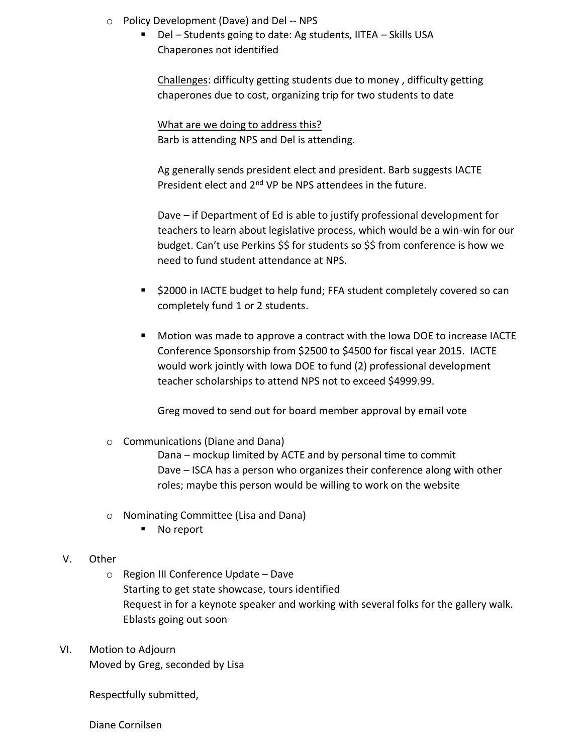- Policy Development (Dave) and Del -- NPS
  - Del – Students going to date: Ag students, IITEA – Skills USA
    Chaperones not identified

    Challenges: difficulty getting students due to money , difficulty getting chaperones due to cost, organizing trip for two students to date

    What are we doing to address this?
    Barb is attending NPS and Del is attending.

    Ag generally sends president elect and president. Barb suggests IACTE President elect and 2nd VP be NPS attendees in the future.

    Dave – if Department of Ed is able to justify professional development for teachers to learn about legislative process, which would be a win-win for our budget. Can't use Perkins $$ for students so $$ from conference is how we need to fund student attendance at NPS.

  - $2000 in IACTE budget to help fund; FFA student completely covered so can completely fund 1 or 2 students.

  - Motion was made to approve a contract with the Iowa DOE to increase IACTE Conference Sponsorship from $2500 to $4500 for fiscal year 2015. IACTE would work jointly with Iowa DOE to fund (2) professional development teacher scholarships to attend NPS not to exceed $4999.99.

    Greg moved to send out for board member approval by email vote

- Communications (Diane and Dana)
  Dana – mockup limited by ACTE and by personal time to commit
  Dave – ISCA has a person who organizes their conference along with other roles; maybe this person would be willing to work on the website

- Nominating Committee (Lisa and Dana)
  - No report

V. Other

- Region III Conference Update – Dave
  Starting to get state showcase, tours identified
  Request in for a keynote speaker and working with several folks for the gallery walk.
  Eblasts going out soon

VI. Motion to Adjourn
Moved by Greg, seconded by Lisa

Respectfully submitted,

Diane Cornilsen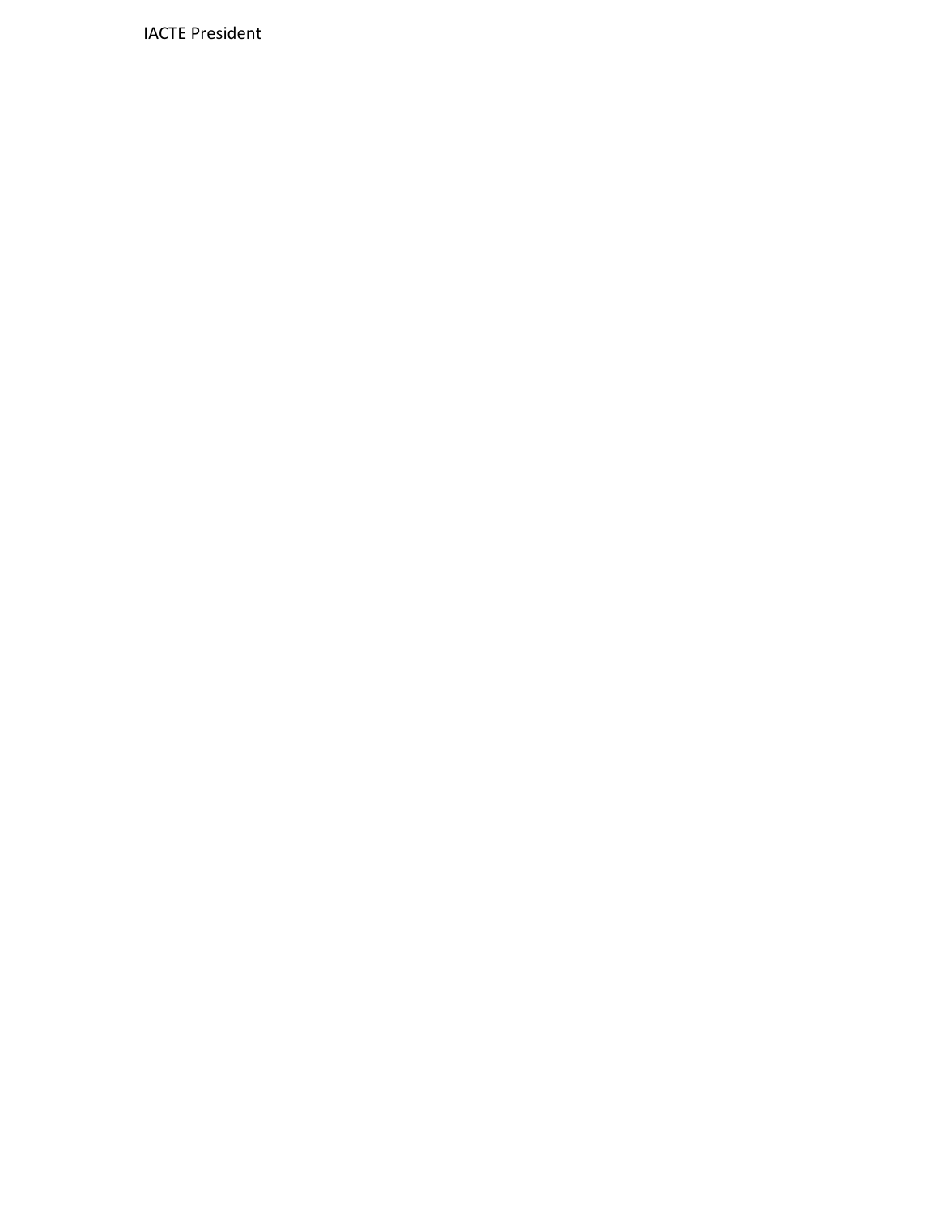IACTE President